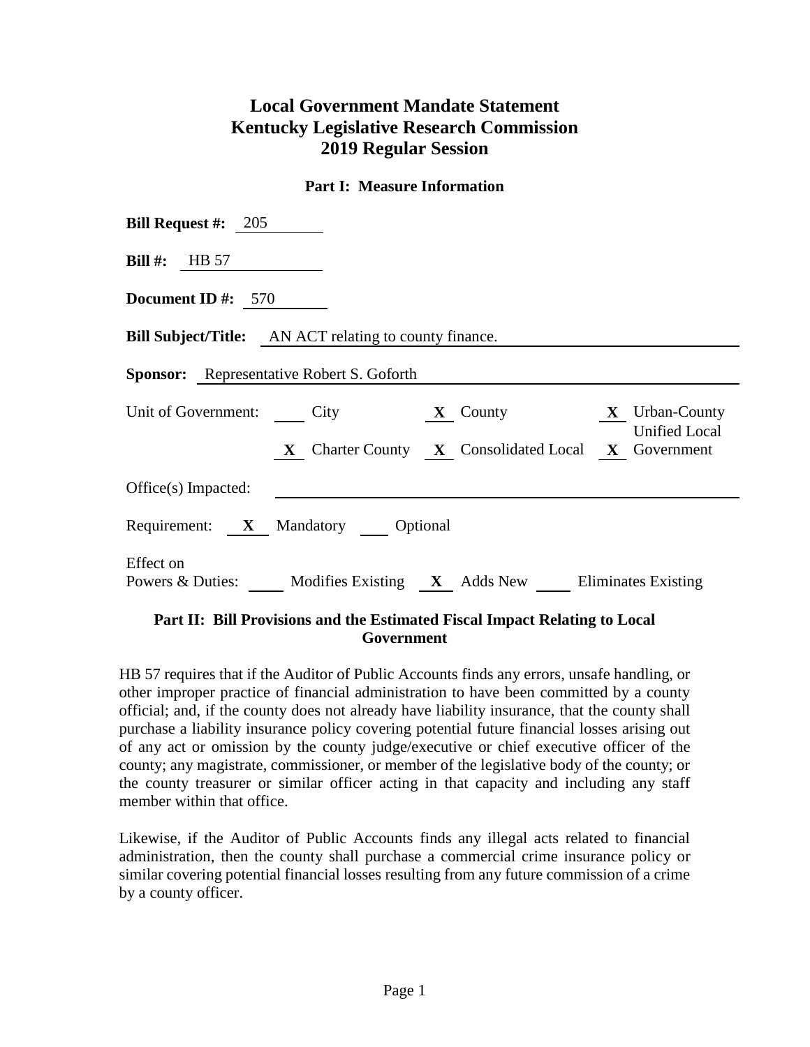# Local Government Mandate Statement
# Kentucky Legislative Research Commission
# 2019 Regular Session

## Part I: Measure Information

**Bill Request #:** 205

**Bill #:** HB 57

**Document ID #:** 570

**Bill Subject/Title:** AN ACT relating to county finance.

**Sponsor:** Representative Robert S. Goforth

Unit of Government: \_\_\_ City  **X** County  **X** Urban-County  **X** Charter County  **X** Consolidated Local  **X** Unified Local Government

Office(s) Impacted:

Requirement: **X** Mandatory \_\_\_ Optional

Effect on Powers & Duties: \_\_\_ Modifies Existing  **X** Adds New  \_\_\_ Eliminates Existing

## Part II: Bill Provisions and the Estimated Fiscal Impact Relating to Local Government

HB 57 requires that if the Auditor of Public Accounts finds any errors, unsafe handling, or other improper practice of financial administration to have been committed by a county official; and, if the county does not already have liability insurance, that the county shall purchase a liability insurance policy covering potential future financial losses arising out of any act or omission by the county judge/executive or chief executive officer of the county; any magistrate, commissioner, or member of the legislative body of the county; or the county treasurer or similar officer acting in that capacity and including any staff member within that office.

Likewise, if the Auditor of Public Accounts finds any illegal acts related to financial administration, then the county shall purchase a commercial crime insurance policy or similar covering potential financial losses resulting from any future commission of a crime by a county officer.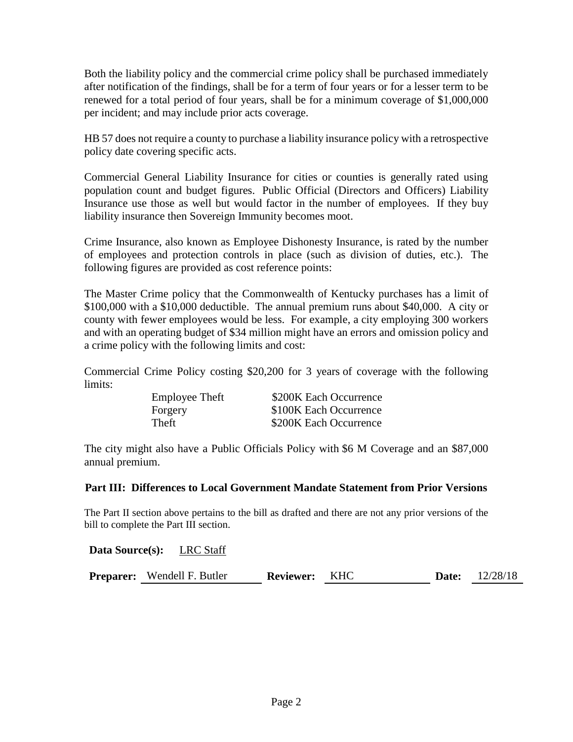Both the liability policy and the commercial crime policy shall be purchased immediately after notification of the findings, shall be for a term of four years or for a lesser term to be renewed for a total period of four years, shall be for a minimum coverage of $1,000,000 per incident; and may include prior acts coverage.

HB 57 does not require a county to purchase a liability insurance policy with a retrospective policy date covering specific acts.

Commercial General Liability Insurance for cities or counties is generally rated using population count and budget figures. Public Official (Directors and Officers) Liability Insurance use those as well but would factor in the number of employees. If they buy liability insurance then Sovereign Immunity becomes moot.

Crime Insurance, also known as Employee Dishonesty Insurance, is rated by the number of employees and protection controls in place (such as division of duties, etc.). The following figures are provided as cost reference points:

The Master Crime policy that the Commonwealth of Kentucky purchases has a limit of $100,000 with a $10,000 deductible. The annual premium runs about $40,000. A city or county with fewer employees would be less. For example, a city employing 300 workers and with an operating budget of $34 million might have an errors and omission policy and a crime policy with the following limits and cost:

Commercial Crime Policy costing $20,200 for 3 years of coverage with the following limits:

| | |
|---|---|
| Employee Theft | $200K Each Occurrence |
| Forgery | $100K Each Occurrence |
| Theft | $200K Each Occurrence |

The city might also have a Public Officials Policy with $6 M Coverage and an $87,000 annual premium.

**Part III: Differences to Local Government Mandate Statement from Prior Versions**

The Part II section above pertains to the bill as drafted and there are not any prior versions of the bill to complete the Part III section.

**Data Source(s):** LRC Staff

**Preparer:** Wendell F. Butler **Reviewer:** KHC **Date:** 12/28/18